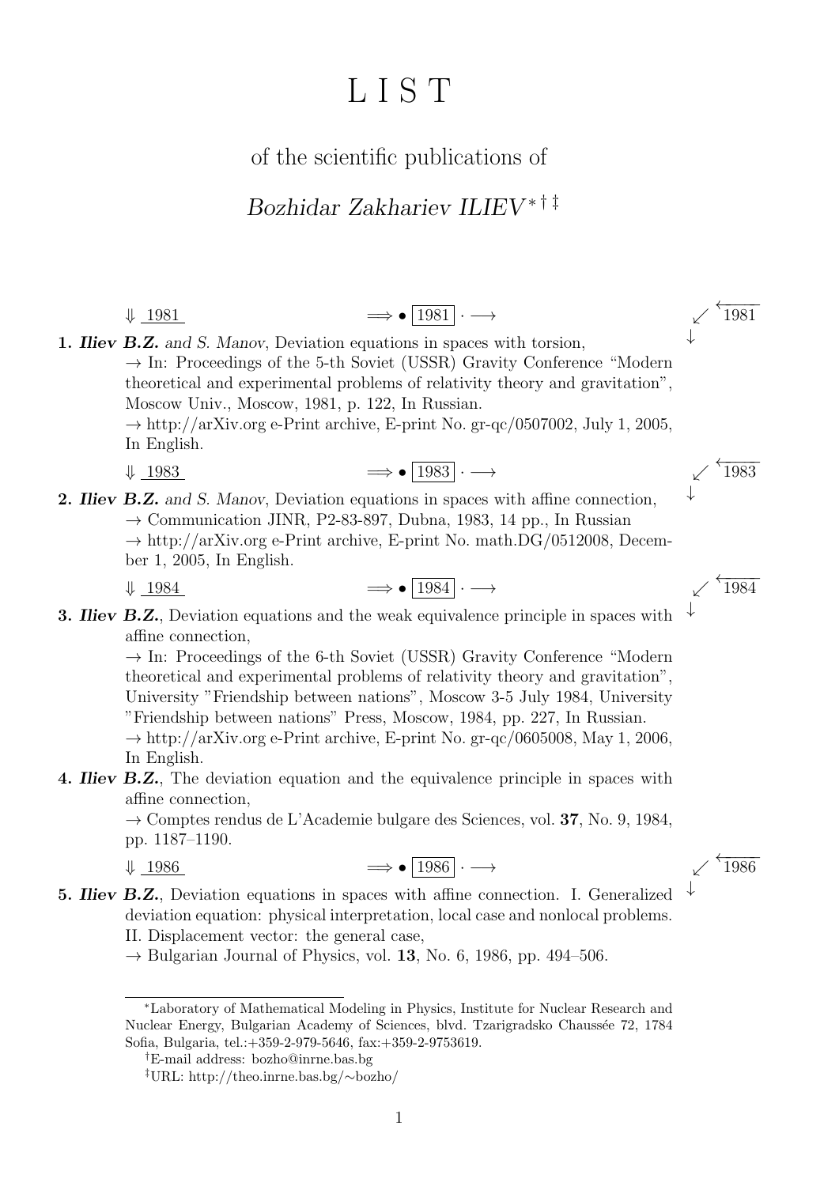# L I S T

## of the scientific publications of

## *Bozhidar Zakhariev ILIEV*[*] [†] [‡]

⇓ 1981 ⟹ • 1981 · ⟶ ↙ 1981 ↓

**1.** ***Iliev B.Z.*** *and S. Manov*, Deviation equations in spaces with torsion,
→ In: Proceedings of the 5-th Soviet (USSR) Gravity Conference "Modern theoretical and experimental problems of relativity theory and gravitation", Moscow Univ., Moscow, 1981, p. 122, In Russian.
→ http://arXiv.org e-Print archive, E-print No. gr-qc/0507002, July 1, 2005, In English.

⇓ 1983 ⟹ • 1983 · ⟶ ↙ 1983 ↓

**2.** ***Iliev B.Z.*** *and S. Manov*, Deviation equations in spaces with affine connection,
→ Communication JINR, P2-83-897, Dubna, 1983, 14 pp., In Russian
→ http://arXiv.org e-Print archive, E-print No. math.DG/0512008, December 1, 2005, In English.

⇓ 1984 ⟹ • 1984 · ⟶ ↙ 1984 ↓

**3.** ***Iliev B.Z.***, Deviation equations and the weak equivalence principle in spaces with affine connection,
→ In: Proceedings of the 6-th Soviet (USSR) Gravity Conference "Modern theoretical and experimental problems of relativity theory and gravitation", University "Friendship between nations", Moscow 3-5 July 1984, University "Friendship between nations" Press, Moscow, 1984, pp. 227, In Russian.
→ http://arXiv.org e-Print archive, E-print No. gr-qc/0605008, May 1, 2006, In English.

**4.** ***Iliev B.Z.***, The deviation equation and the equivalence principle in spaces with affine connection,
→ Comptes rendus de L'Academie bulgare des Sciences, vol. **37**, No. 9, 1984, pp. 1187–1190.

⇓ 1986 ⟹ • 1986 · ⟶ ↙ 1986 ↓

**5.** ***Iliev B.Z.***, Deviation equations in spaces with affine connection. I. Generalized deviation equation: physical interpretation, local case and nonlocal problems. II. Displacement vector: the general case,
→ Bulgarian Journal of Physics, vol. **13**, No. 6, 1986, pp. 494–506.

---

[*] Laboratory of Mathematical Modeling in Physics, Institute for Nuclear Research and Nuclear Energy, Bulgarian Academy of Sciences, blvd. Tzarigradsko Chaussée 72, 1784 Sofia, Bulgaria, tel.:+359-2-979-5646, fax:+359-2-9753619.

[†] E-mail address: bozho@inrne.bas.bg

[‡] URL: http://theo.inrne.bas.bg/∼bozho/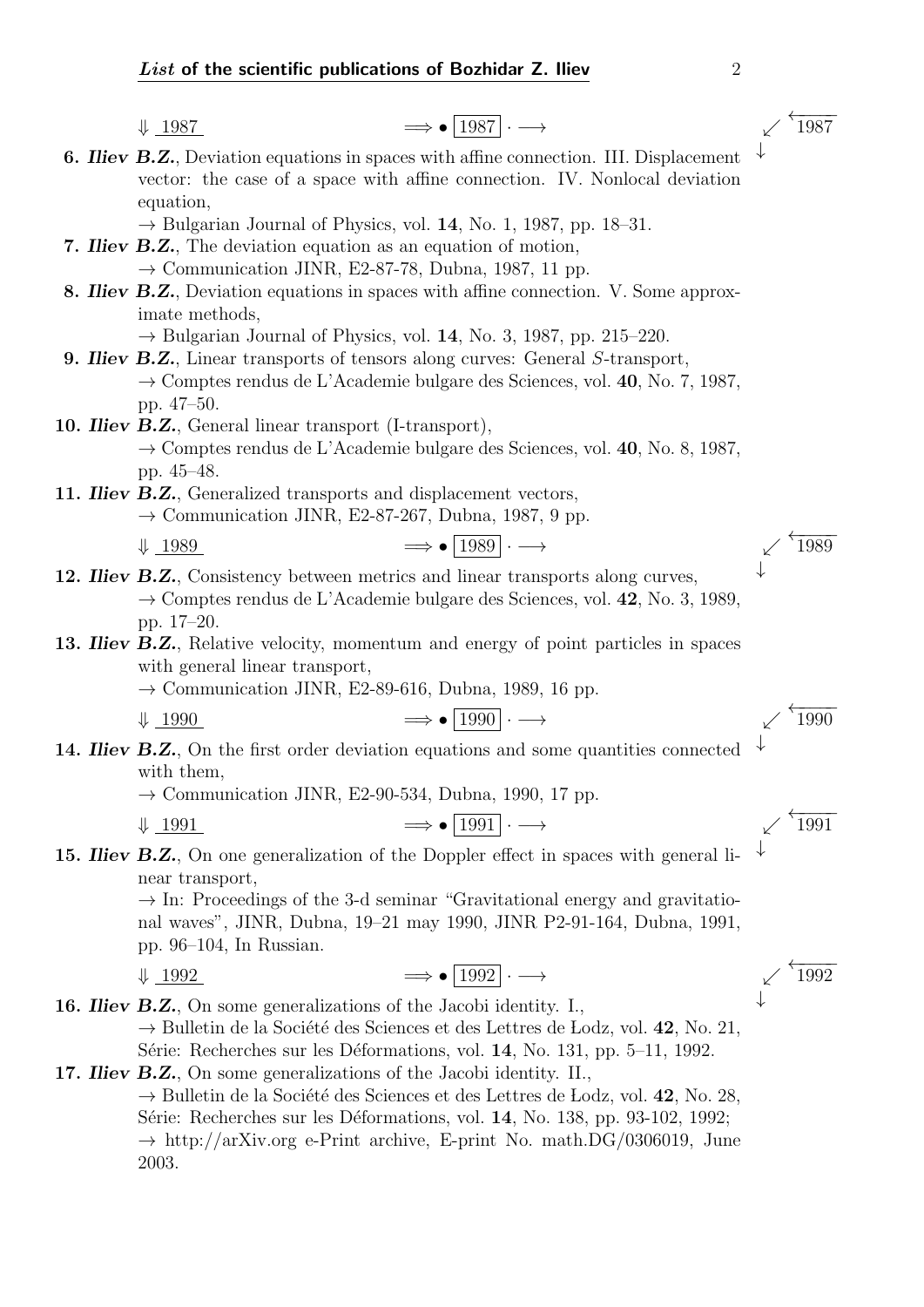⇓ 1987 ⟹ • 1987 · ⟶ ↙ 1987

**6.** ***Iliev*** **B.Z.**, Deviation equations in spaces with affine connection. III. Displacement vector: the case of a space with affine connection. IV. Nonlocal deviation equation,
→ Bulgarian Journal of Physics, vol. **14**, No. 1, 1987, pp. 18–31.

**7.** ***Iliev*** **B.Z.**, The deviation equation as an equation of motion,
→ Communication JINR, E2-87-78, Dubna, 1987, 11 pp.

**8.** ***Iliev*** **B.Z.**, Deviation equations in spaces with affine connection. V. Some approximate methods,
→ Bulgarian Journal of Physics, vol. **14**, No. 3, 1987, pp. 215–220.

**9.** ***Iliev*** **B.Z.**, Linear transports of tensors along curves: General $S$-transport,
→ Comptes rendus de L'Academie bulgare des Sciences, vol. **40**, No. 7, 1987, pp. 47–50.

**10.** ***Iliev*** **B.Z.**, General linear transport (I-transport),
→ Comptes rendus de L'Academie bulgare des Sciences, vol. **40**, No. 8, 1987, pp. 45–48.

**11.** ***Iliev*** **B.Z.**, Generalized transports and displacement vectors,
→ Communication JINR, E2-87-267, Dubna, 1987, 9 pp.

⇓ 1989 ⟹ • 1989 · ⟶ ↙ 1989

**12.** ***Iliev*** **B.Z.**, Consistency between metrics and linear transports along curves,
→ Comptes rendus de L'Academie bulgare des Sciences, vol. **42**, No. 3, 1989, pp. 17–20.

**13.** ***Iliev*** **B.Z.**, Relative velocity, momentum and energy of point particles in spaces with general linear transport,
→ Communication JINR, E2-89-616, Dubna, 1989, 16 pp.

⇓ 1990 ⟹ • 1990 · ⟶ ↙ 1990

**14.** ***Iliev*** **B.Z.**, On the first order deviation equations and some quantities connected with them,
→ Communication JINR, E2-90-534, Dubna, 1990, 17 pp.

⇓ 1991 ⟹ • 1991 · ⟶ ↙ 1991

**15.** ***Iliev*** **B.Z.**, On one generalization of the Doppler effect in spaces with general linear transport,
→ In: Proceedings of the 3-d seminar "Gravitational energy and gravitational waves", JINR, Dubna, 19–21 may 1990, JINR P2-91-164, Dubna, 1991, pp. 96–104, In Russian.

⇓ 1992 ⟹ • 1992 · ⟶ ↙ 1992

**16.** ***Iliev*** **B.Z.**, On some generalizations of the Jacobi identity. I.,
→ Bulletin de la Société des Sciences et des Lettres de Łodz, vol. **42**, No. 21, Série: Recherches sur les Déformations, vol. **14**, No. 131, pp. 5–11, 1992.

**17.** ***Iliev*** **B.Z.**, On some generalizations of the Jacobi identity. II.,
→ Bulletin de la Société des Sciences et des Lettres de Łodz, vol. **42**, No. 28, Série: Recherches sur les Déformations, vol. **14**, No. 138, pp. 93-102, 1992;
→ http://arXiv.org e-Print archive, E-print No. math.DG/0306019, June 2003.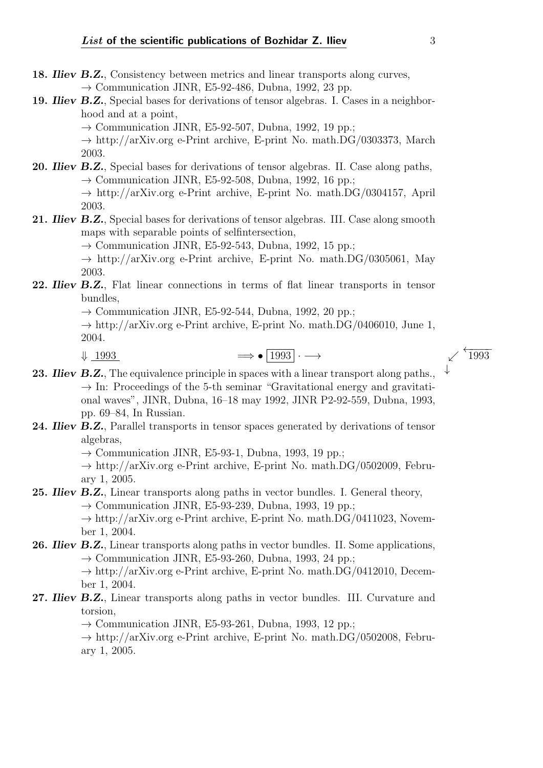**18.** ***Iliev B.Z.***, Consistency between metrics and linear transports along curves,
→ Communication JINR, E5-92-486, Dubna, 1992, 23 pp.

**19.** ***Iliev B.Z.***, Special bases for derivations of tensor algebras. I. Cases in a neighborhood and at a point,
→ Communication JINR, E5-92-507, Dubna, 1992, 19 pp.;
→ http://arXiv.org e-Print archive, E-print No. math.DG/0303373, March 2003.

**20.** ***Iliev B.Z.***, Special bases for derivations of tensor algebras. II. Case along paths,
→ Communication JINR, E5-92-508, Dubna, 1992, 16 pp.;
→ http://arXiv.org e-Print archive, E-print No. math.DG/0304157, April 2003.

**21.** ***Iliev B.Z.***, Special bases for derivations of tensor algebras. III. Case along smooth maps with separable points of selfintersection,
→ Communication JINR, E5-92-543, Dubna, 1992, 15 pp.;
→ http://arXiv.org e-Print archive, E-print No. math.DG/0305061, May 2003.

**22.** ***Iliev B.Z.***, Flat linear connections in terms of flat linear transports in tensor bundles,
→ Communication JINR, E5-92-544, Dubna, 1992, 20 pp.;
→ http://arXiv.org e-Print archive, E-print No. math.DG/0406010, June 1, 2004.

⇓ 1993 ⟹ • 1993 · ⟶ ↙ 1993 ↓

**23.** ***Iliev B.Z.***, The equivalence principle in spaces with a linear transport along paths.,
→ In: Proceedings of the 5-th seminar "Gravitational energy and gravitational waves", JINR, Dubna, 16–18 may 1992, JINR P2-92-559, Dubna, 1993, pp. 69–84, In Russian.

**24.** ***Iliev B.Z.***, Parallel transports in tensor spaces generated by derivations of tensor algebras,
→ Communication JINR, E5-93-1, Dubna, 1993, 19 pp.;
→ http://arXiv.org e-Print archive, E-print No. math.DG/0502009, February 1, 2005.

**25.** ***Iliev B.Z.***, Linear transports along paths in vector bundles. I. General theory,
→ Communication JINR, E5-93-239, Dubna, 1993, 19 pp.;
→ http://arXiv.org e-Print archive, E-print No. math.DG/0411023, November 1, 2004.

**26.** ***Iliev B.Z.***, Linear transports along paths in vector bundles. II. Some applications,
→ Communication JINR, E5-93-260, Dubna, 1993, 24 pp.;
→ http://arXiv.org e-Print archive, E-print No. math.DG/0412010, December 1, 2004.

**27.** ***Iliev B.Z.***, Linear transports along paths in vector bundles. III. Curvature and torsion,
→ Communication JINR, E5-93-261, Dubna, 1993, 12 pp.;
→ http://arXiv.org e-Print archive, E-print No. math.DG/0502008, February 1, 2005.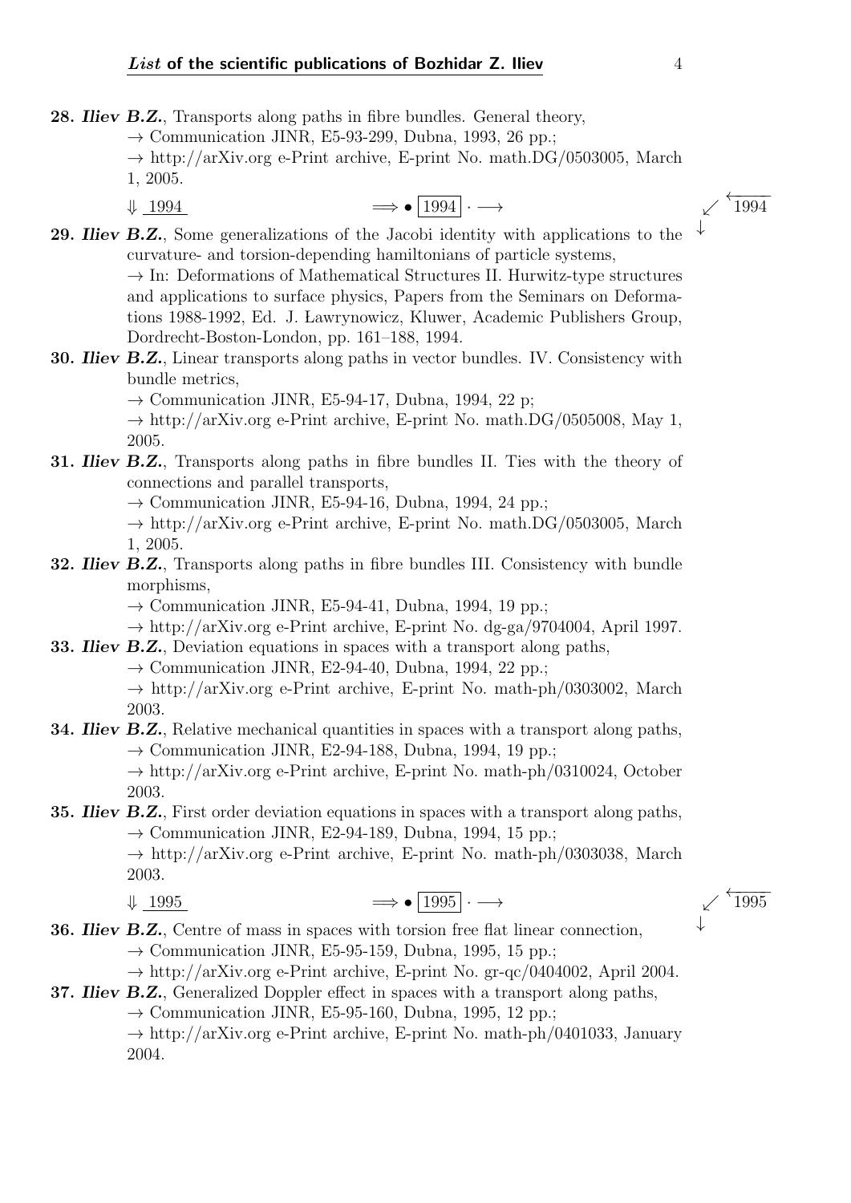**28.** ***Iliev B.Z.***, Transports along paths in fibre bundles. General theory,
→ Communication JINR, E5-93-299, Dubna, 1993, 26 pp.;
→ http://arXiv.org e-Print archive, E-print No. math.DG/0503005, March 1, 2005.

⇓ 1994 ⟹ • 1994 · ⟶ ↙ 1994 ↓

**29.** ***Iliev B.Z.***, Some generalizations of the Jacobi identity with applications to the curvature- and torsion-depending hamiltonians of particle systems,
→ In: Deformations of Mathematical Structures II. Hurwitz-type structures and applications to surface physics, Papers from the Seminars on Deformations 1988-1992, Ed. J. Ławrynowicz, Kluwer, Academic Publishers Group, Dordrecht-Boston-London, pp. 161–188, 1994.

**30.** ***Iliev B.Z.***, Linear transports along paths in vector bundles. IV. Consistency with bundle metrics,
→ Communication JINR, E5-94-17, Dubna, 1994, 22 p;
→ http://arXiv.org e-Print archive, E-print No. math.DG/0505008, May 1, 2005.

**31.** ***Iliev B.Z.***, Transports along paths in fibre bundles II. Ties with the theory of connections and parallel transports,
→ Communication JINR, E5-94-16, Dubna, 1994, 24 pp.;
→ http://arXiv.org e-Print archive, E-print No. math.DG/0503005, March 1, 2005.

**32.** ***Iliev B.Z.***, Transports along paths in fibre bundles III. Consistency with bundle morphisms,
→ Communication JINR, E5-94-41, Dubna, 1994, 19 pp.;
→ http://arXiv.org e-Print archive, E-print No. dg-ga/9704004, April 1997.

**33.** ***Iliev B.Z.***, Deviation equations in spaces with a transport along paths,
→ Communication JINR, E2-94-40, Dubna, 1994, 22 pp.;
→ http://arXiv.org e-Print archive, E-print No. math-ph/0303002, March 2003.

**34.** ***Iliev B.Z.***, Relative mechanical quantities in spaces with a transport along paths,
→ Communication JINR, E2-94-188, Dubna, 1994, 19 pp.;
→ http://arXiv.org e-Print archive, E-print No. math-ph/0310024, October 2003.

**35.** ***Iliev B.Z.***, First order deviation equations in spaces with a transport along paths,
→ Communication JINR, E2-94-189, Dubna, 1994, 15 pp.;
→ http://arXiv.org e-Print archive, E-print No. math-ph/0303038, March 2003.

⇓ 1995 ⟹ • 1995 · ⟶ ↙ 1995 ↓

**36.** ***Iliev B.Z.***, Centre of mass in spaces with torsion free flat linear connection,
→ Communication JINR, E5-95-159, Dubna, 1995, 15 pp.;
→ http://arXiv.org e-Print archive, E-print No. gr-qc/0404002, April 2004.

**37.** ***Iliev B.Z.***, Generalized Doppler effect in spaces with a transport along paths,
→ Communication JINR, E5-95-160, Dubna, 1995, 12 pp.;
→ http://arXiv.org e-Print archive, E-print No. math-ph/0401033, January 2004.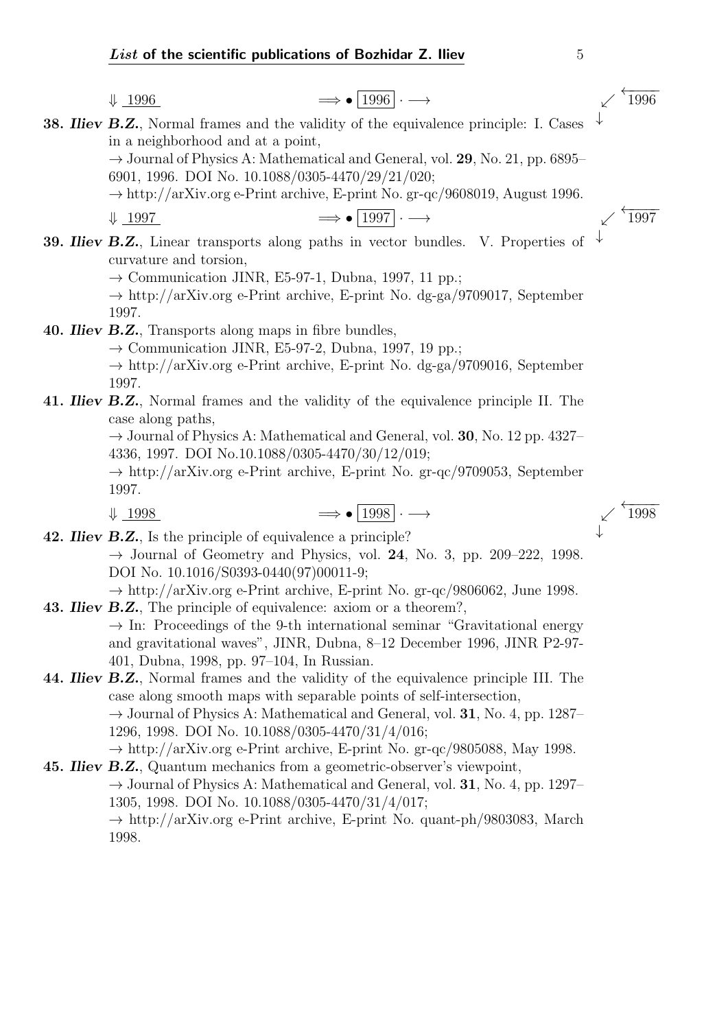⇓ 1996 ⟹ • 1996 · ⟶ ↙ 1996 ↓

**38.** ***Iliev B.Z.***, Normal frames and the validity of the equivalence principle: I. Cases in a neighborhood and at a point,
→ Journal of Physics A: Mathematical and General, vol. **29**, No. 21, pp. 6895–6901, 1996. DOI No. 10.1088/0305-4470/29/21/020;
→ http://arXiv.org e-Print archive, E-print No. gr-qc/9608019, August 1996.

⇓ 1997 ⟹ • 1997 · ⟶ ↙ 1997 ↓

**39.** ***Iliev B.Z.***, Linear transports along paths in vector bundles. V. Properties of curvature and torsion,
→ Communication JINR, E5-97-1, Dubna, 1997, 11 pp.;
→ http://arXiv.org e-Print archive, E-print No. dg-ga/9709017, September 1997.

**40.** ***Iliev B.Z.***, Transports along maps in fibre bundles,
→ Communication JINR, E5-97-2, Dubna, 1997, 19 pp.;
→ http://arXiv.org e-Print archive, E-print No. dg-ga/9709016, September 1997.

**41.** ***Iliev B.Z.***, Normal frames and the validity of the equivalence principle II. The case along paths,
→ Journal of Physics A: Mathematical and General, vol. **30**, No. 12 pp. 4327–4336, 1997. DOI No.10.1088/0305-4470/30/12/019;
→ http://arXiv.org e-Print archive, E-print No. gr-qc/9709053, September 1997.

⇓ 1998 ⟹ • 1998 · ⟶ ↙ 1998 ↓

**42.** ***Iliev B.Z.***, Is the principle of equivalence a principle?
→ Journal of Geometry and Physics, vol. **24**, No. 3, pp. 209–222, 1998. DOI No. 10.1016/S0393-0440(97)00011-9;
→ http://arXiv.org e-Print archive, E-print No. gr-qc/9806062, June 1998.

**43.** ***Iliev B.Z.***, The principle of equivalence: axiom or a theorem?,
→ In: Proceedings of the 9-th international seminar "Gravitational energy and gravitational waves", JINR, Dubna, 8–12 December 1996, JINR P2-97-401, Dubna, 1998, pp. 97–104, In Russian.

**44.** ***Iliev B.Z.***, Normal frames and the validity of the equivalence principle III. The case along smooth maps with separable points of self-intersection,
→ Journal of Physics A: Mathematical and General, vol. **31**, No. 4, pp. 1287–1296, 1998. DOI No. 10.1088/0305-4470/31/4/016;
→ http://arXiv.org e-Print archive, E-print No. gr-qc/9805088, May 1998.

**45.** ***Iliev B.Z.***, Quantum mechanics from a geometric-observer's viewpoint,
→ Journal of Physics A: Mathematical and General, vol. **31**, No. 4, pp. 1297–1305, 1998. DOI No. 10.1088/0305-4470/31/4/017;
→ http://arXiv.org e-Print archive, E-print No. quant-ph/9803083, March 1998.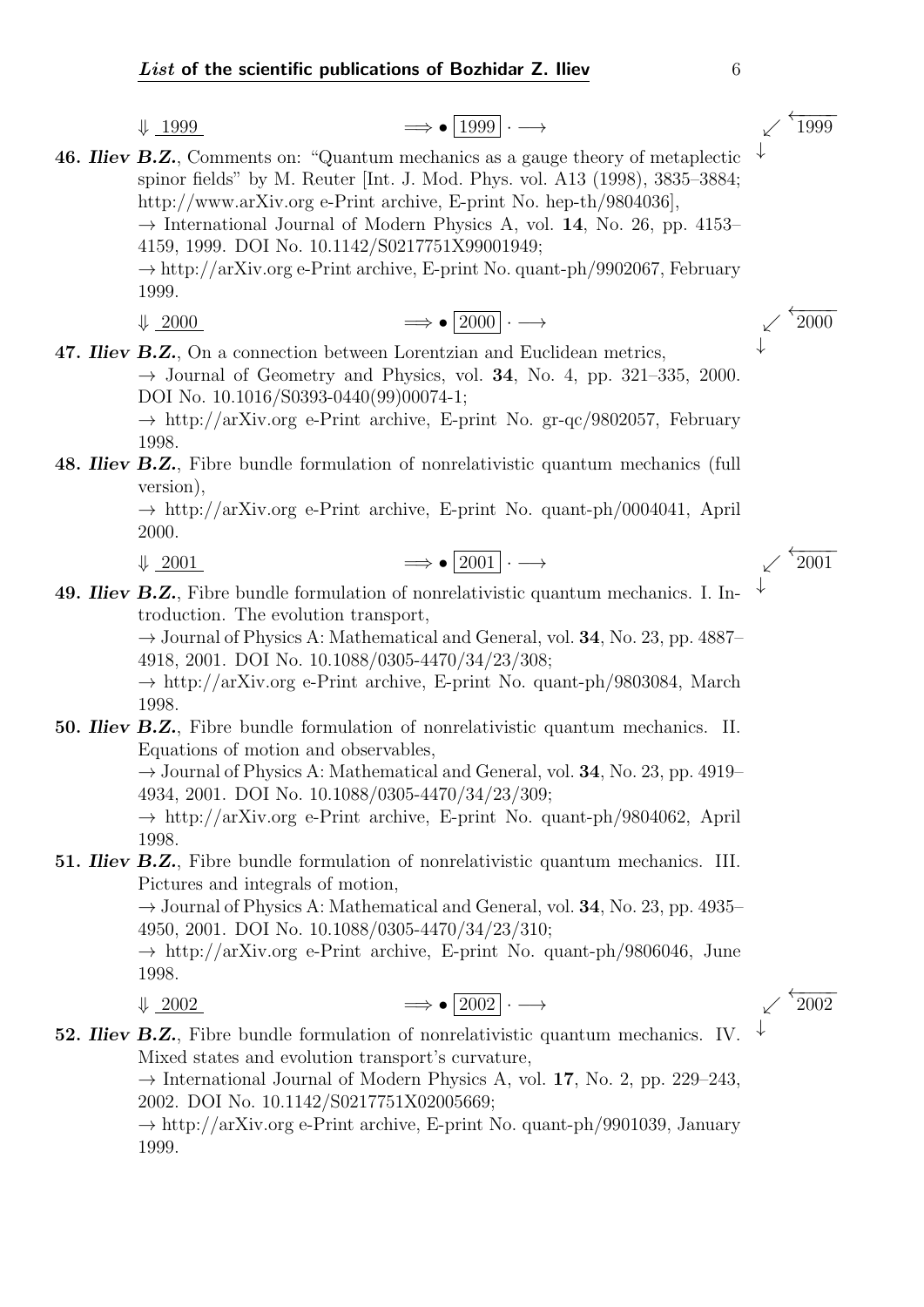⇓ 1999 ⟹ • 1999 · ⟶ ↙ 1999 ↓

**46.** ***Iliev B.Z.***, Comments on: "Quantum mechanics as a gauge theory of metaplectic spinor fields" by M. Reuter [Int. J. Mod. Phys. vol. A13 (1998), 3835–3884; http://www.arXiv.org e-Print archive, E-print No. hep-th/9804036],
→ International Journal of Modern Physics A, vol. **14**, No. 26, pp. 4153–4159, 1999. DOI No. 10.1142/S0217751X99001949;
→ http://arXiv.org e-Print archive, E-print No. quant-ph/9902067, February 1999.

⇓ 2000 ⟹ • 2000 · ⟶ ↙ 2000 ↓

**47.** ***Iliev B.Z.***, On a connection between Lorentzian and Euclidean metrics,
→ Journal of Geometry and Physics, vol. **34**, No. 4, pp. 321–335, 2000. DOI No. 10.1016/S0393-0440(99)00074-1;
→ http://arXiv.org e-Print archive, E-print No. gr-qc/9802057, February 1998.

**48.** ***Iliev B.Z.***, Fibre bundle formulation of nonrelativistic quantum mechanics (full version),
→ http://arXiv.org e-Print archive, E-print No. quant-ph/0004041, April 2000.

⇓ 2001 ⟹ • 2001 · ⟶ ↙ 2001 ↓

**49.** ***Iliev B.Z.***, Fibre bundle formulation of nonrelativistic quantum mechanics. I. Introduction. The evolution transport,
→ Journal of Physics A: Mathematical and General, vol. **34**, No. 23, pp. 4887–4918, 2001. DOI No. 10.1088/0305-4470/34/23/308;
→ http://arXiv.org e-Print archive, E-print No. quant-ph/9803084, March 1998.

**50.** ***Iliev B.Z.***, Fibre bundle formulation of nonrelativistic quantum mechanics. II. Equations of motion and observables,
→ Journal of Physics A: Mathematical and General, vol. **34**, No. 23, pp. 4919–4934, 2001. DOI No. 10.1088/0305-4470/34/23/309;
→ http://arXiv.org e-Print archive, E-print No. quant-ph/9804062, April 1998.

**51.** ***Iliev B.Z.***, Fibre bundle formulation of nonrelativistic quantum mechanics. III. Pictures and integrals of motion,
→ Journal of Physics A: Mathematical and General, vol. **34**, No. 23, pp. 4935–4950, 2001. DOI No. 10.1088/0305-4470/34/23/310;
→ http://arXiv.org e-Print archive, E-print No. quant-ph/9806046, June 1998.

⇓ 2002 ⟹ • 2002 · ⟶ ↙ 2002 ↓

**52.** ***Iliev B.Z.***, Fibre bundle formulation of nonrelativistic quantum mechanics. IV. Mixed states and evolution transport's curvature,
→ International Journal of Modern Physics A, vol. **17**, No. 2, pp. 229–243, 2002. DOI No. 10.1142/S0217751X02005669;
→ http://arXiv.org e-Print archive, E-print No. quant-ph/9901039, January 1999.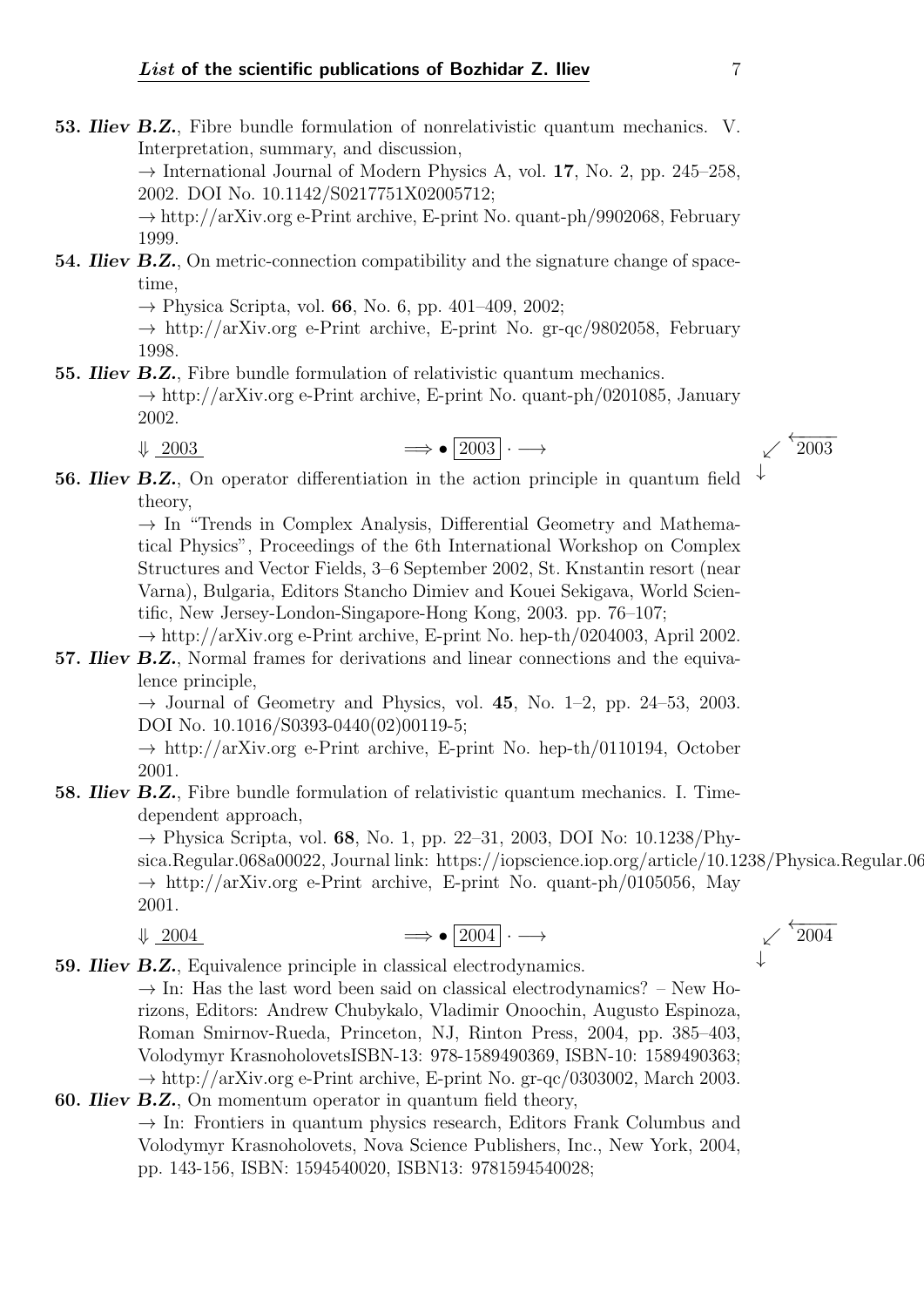**53.** ***Iliev B.Z.***, Fibre bundle formulation of nonrelativistic quantum mechanics. V. Interpretation, summary, and discussion,
→ International Journal of Modern Physics A, vol. **17**, No. 2, pp. 245–258, 2002. DOI No. 10.1142/S0217751X02005712;
→ http://arXiv.org e-Print archive, E-print No. quant-ph/9902068, February 1999.

**54.** ***Iliev B.Z.***, On metric-connection compatibility and the signature change of space-time,
→ Physica Scripta, vol. **66**, No. 6, pp. 401–409, 2002;
→ http://arXiv.org e-Print archive, E-print No. gr-qc/9802058, February 1998.

**55.** ***Iliev B.Z.***, Fibre bundle formulation of relativistic quantum mechanics.
→ http://arXiv.org e-Print archive, E-print No. quant-ph/0201085, January 2002.

⇓ 2003 ⟹ • 2003 · ⟶ ↙ 2003 ↓

**56.** ***Iliev B.Z.***, On operator differentiation in the action principle in quantum field theory,
→ In "Trends in Complex Analysis, Differential Geometry and Mathematical Physics", Proceedings of the 6th International Workshop on Complex Structures and Vector Fields, 3–6 September 2002, St. Knstantin resort (near Varna), Bulgaria, Editors Stancho Dimiev and Kouei Sekigava, World Scientific, New Jersey-London-Singapore-Hong Kong, 2003. pp. 76–107;
→ http://arXiv.org e-Print archive, E-print No. hep-th/0204003, April 2002.

**57.** ***Iliev B.Z.***, Normal frames for derivations and linear connections and the equivalence principle,
→ Journal of Geometry and Physics, vol. **45**, No. 1–2, pp. 24–53, 2003. DOI No. 10.1016/S0393-0440(02)00119-5;
→ http://arXiv.org e-Print archive, E-print No. hep-th/0110194, October 2001.

**58.** ***Iliev B.Z.***, Fibre bundle formulation of relativistic quantum mechanics. I. Time-dependent approach,
→ Physica Scripta, vol. **68**, No. 1, pp. 22–31, 2003, DOI No: 10.1238/Physica.Regular.068a00022, Journal link: https://iopscience.iop.org/article/10.1238/Physica.Regular.06
→ http://arXiv.org e-Print archive, E-print No. quant-ph/0105056, May 2001.

⇓ 2004 ⟹ • 2004 · ⟶ ↙ 2004 ↓

**59.** ***Iliev B.Z.***, Equivalence principle in classical electrodynamics.
→ In: Has the last word been said on classical electrodynamics? – New Horizons, Editors: Andrew Chubykalo, Vladimir Onoochin, Augusto Espinoza, Roman Smirnov-Rueda, Princeton, NJ, Rinton Press, 2004, pp. 385–403, Volodymyr KrasnoholovetsISBN-13: 978-1589490369, ISBN-10: 1589490363;
→ http://arXiv.org e-Print archive, E-print No. gr-qc/0303002, March 2003.

**60.** ***Iliev B.Z.***, On momentum operator in quantum field theory,
→ In: Frontiers in quantum physics research, Editors Frank Columbus and Volodymyr Krasnoholovets, Nova Science Publishers, Inc., New York, 2004, pp. 143-156, ISBN: 1594540020, ISBN13: 9781594540028;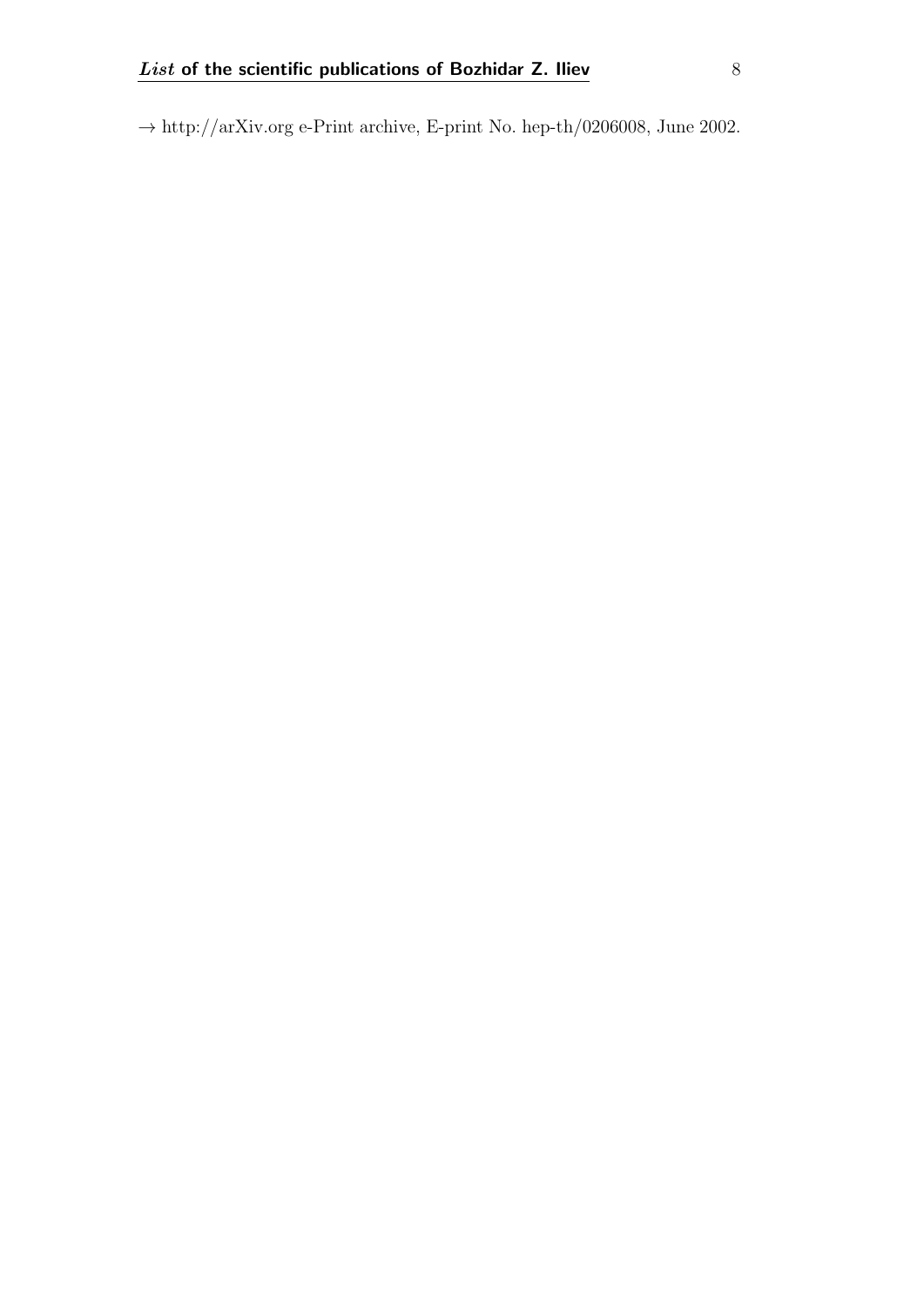$\to$ http://arXiv.org e-Print archive, E-print No. hep-th/0206008, June 2002.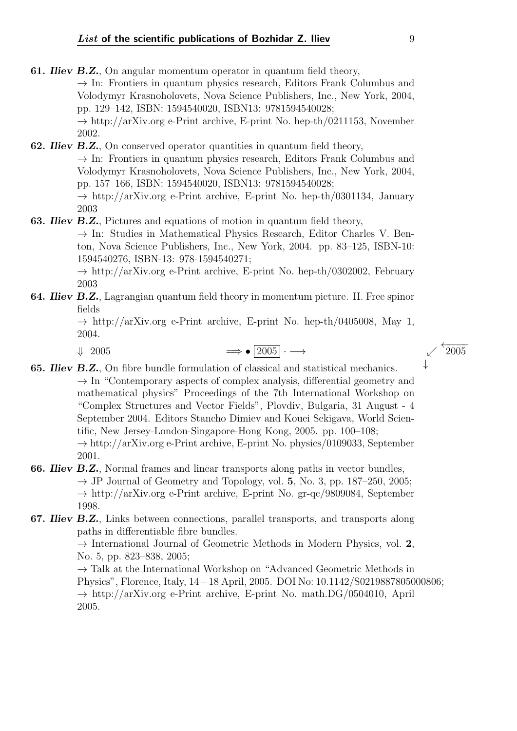**61. *Iliev B.Z.***, On angular momentum operator in quantum field theory,
→ In: Frontiers in quantum physics research, Editors Frank Columbus and Volodymyr Krasnoholovets, Nova Science Publishers, Inc., New York, 2004, pp. 129–142, ISBN: 1594540020, ISBN13: 9781594540028;
→ http://arXiv.org e-Print archive, E-print No. hep-th/0211153, November 2002.

**62. *Iliev B.Z.***, On conserved operator quantities in quantum field theory,
→ In: Frontiers in quantum physics research, Editors Frank Columbus and Volodymyr Krasnoholovets, Nova Science Publishers, Inc., New York, 2004, pp. 157–166, ISBN: 1594540020, ISBN13: 9781594540028;
→ http://arXiv.org e-Print archive, E-print No. hep-th/0301134, January 2003

**63. *Iliev B.Z.***, Pictures and equations of motion in quantum field theory,
→ In: Studies in Mathematical Physics Research, Editor Charles V. Benton, Nova Science Publishers, Inc., New York, 2004. pp. 83–125, ISBN-10: 1594540276, ISBN-13: 978-1594540271;
→ http://arXiv.org e-Print archive, E-print No. hep-th/0302002, February 2003

**64. *Iliev B.Z.***, Lagrangian quantum field theory in momentum picture. II. Free spinor fields
→ http://arXiv.org e-Print archive, E-print No. hep-th/0405008, May 1, 2004.

⇓ 2005 ⟹ • 2005 · ⟶ ↙ 2005 ↓

**65. *Iliev B.Z.***, On fibre bundle formulation of classical and statistical mechanics.
→ In "Contemporary aspects of complex analysis, differential geometry and mathematical physics" Proceedings of the 7th International Workshop on "Complex Structures and Vector Fields", Plovdiv, Bulgaria, 31 August - 4 September 2004. Editors Stancho Dimiev and Kouei Sekigava, World Scientific, New Jersey-London-Singapore-Hong Kong, 2005. pp. 100–108;
→ http://arXiv.org e-Print archive, E-print No. physics/0109033, September 2001.

**66. *Iliev B.Z.***, Normal frames and linear transports along paths in vector bundles,
→ JP Journal of Geometry and Topology, vol. **5**, No. 3, pp. 187–250, 2005;
→ http://arXiv.org e-Print archive, E-print No. gr-qc/9809084, September 1998.

**67. *Iliev B.Z.***, Links between connections, parallel transports, and transports along paths in differentiable fibre bundles.
→ International Journal of Geometric Methods in Modern Physics, vol. **2**, No. 5, pp. 823–838, 2005;
→ Talk at the International Workshop on "Advanced Geometric Methods in Physics", Florence, Italy, 14 – 18 April, 2005. DOI No: 10.1142/S0219887805000806;
→ http://arXiv.org e-Print archive, E-print No. math.DG/0504010, April 2005.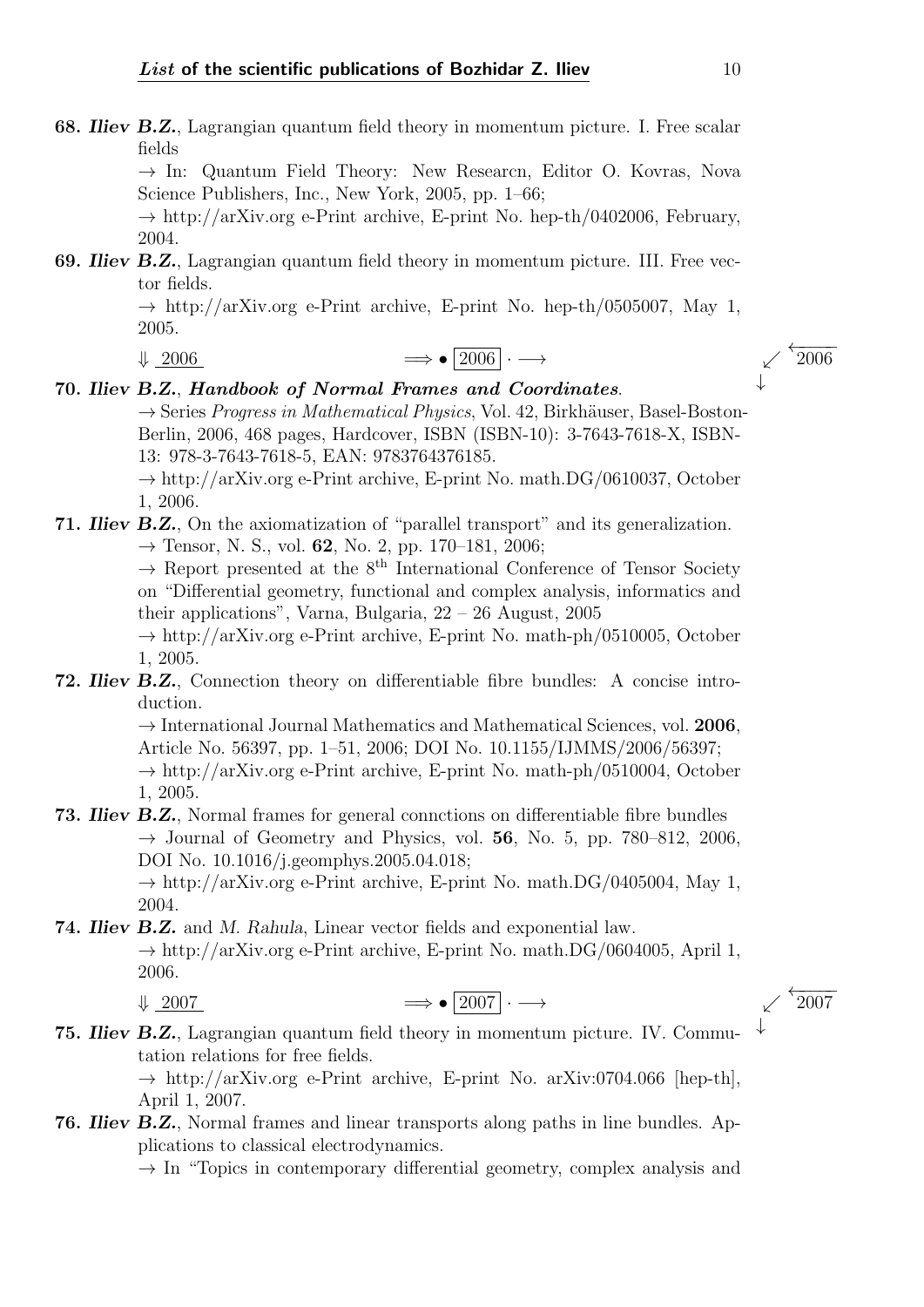**68. *Iliev B.Z.***, Lagrangian quantum field theory in momentum picture. I. Free scalar fields

→ In: Quantum Field Theory: New Researcn, Editor O. Kovras, Nova Science Publishers, Inc., New York, 2005, pp. 1–66;

→ http://arXiv.org e-Print archive, E-print No. hep-th/0402006, February, 2004.

**69. *Iliev B.Z.***, Lagrangian quantum field theory in momentum picture. III. Free vector fields.

→ http://arXiv.org e-Print archive, E-print No. hep-th/0505007, May 1, 2005.

⇓ 2006 ⟹ • 2006 · ⟶ ↙ 2006 ↓

**70. *Iliev B.Z.*, *Handbook of Normal Frames and Coordinates*.**

→ Series *Progress in Mathematical Physics*, Vol. 42, Birkhäuser, Basel-Boston-Berlin, 2006, 468 pages, Hardcover, ISBN (ISBN-10): 3-7643-7618-X, ISBN-13: 978-3-7643-7618-5, EAN: 9783764376185.

→ http://arXiv.org e-Print archive, E-print No. math.DG/0610037, October 1, 2006.

**71. *Iliev B.Z.***, On the axiomatization of "parallel transport" and its generalization.

→ Tensor, N. S., vol. **62**, No. 2, pp. 170–181, 2006;

→ Report presented at the 8th International Conference of Tensor Society on "Differential geometry, functional and complex analysis, informatics and their applications", Varna, Bulgaria, 22 – 26 August, 2005

→ http://arXiv.org e-Print archive, E-print No. math-ph/0510005, October 1, 2005.

**72. *Iliev B.Z.***, Connection theory on differentiable fibre bundles: A concise introduction.

→ International Journal Mathematics and Mathematical Sciences, vol. **2006**, Article No. 56397, pp. 1–51, 2006; DOI No. 10.1155/IJMMS/2006/56397;

→ http://arXiv.org e-Print archive, E-print No. math-ph/0510004, October 1, 2005.

**73. *Iliev B.Z.***, Normal frames for general connctions on differentiable fibre bundles

→ Journal of Geometry and Physics, vol. **56**, No. 5, pp. 780–812, 2006, DOI No. 10.1016/j.geomphys.2005.04.018;

→ http://arXiv.org e-Print archive, E-print No. math.DG/0405004, May 1, 2004.

**74. *Iliev B.Z.*** and *M. Rahula*, Linear vector fields and exponential law.

→ http://arXiv.org e-Print archive, E-print No. math.DG/0604005, April 1, 2006.

⇓ 2007 ⟹ • 2007 · ⟶ ↙ 2007 ↓

**75. *Iliev B.Z.***, Lagrangian quantum field theory in momentum picture. IV. Commutation relations for free fields.

→ http://arXiv.org e-Print archive, E-print No. arXiv:0704.066 [hep-th], April 1, 2007.

**76. *Iliev B.Z.***, Normal frames and linear transports along paths in line bundles. Applications to classical electrodynamics.

→ In "Topics in contemporary differential geometry, complex analysis and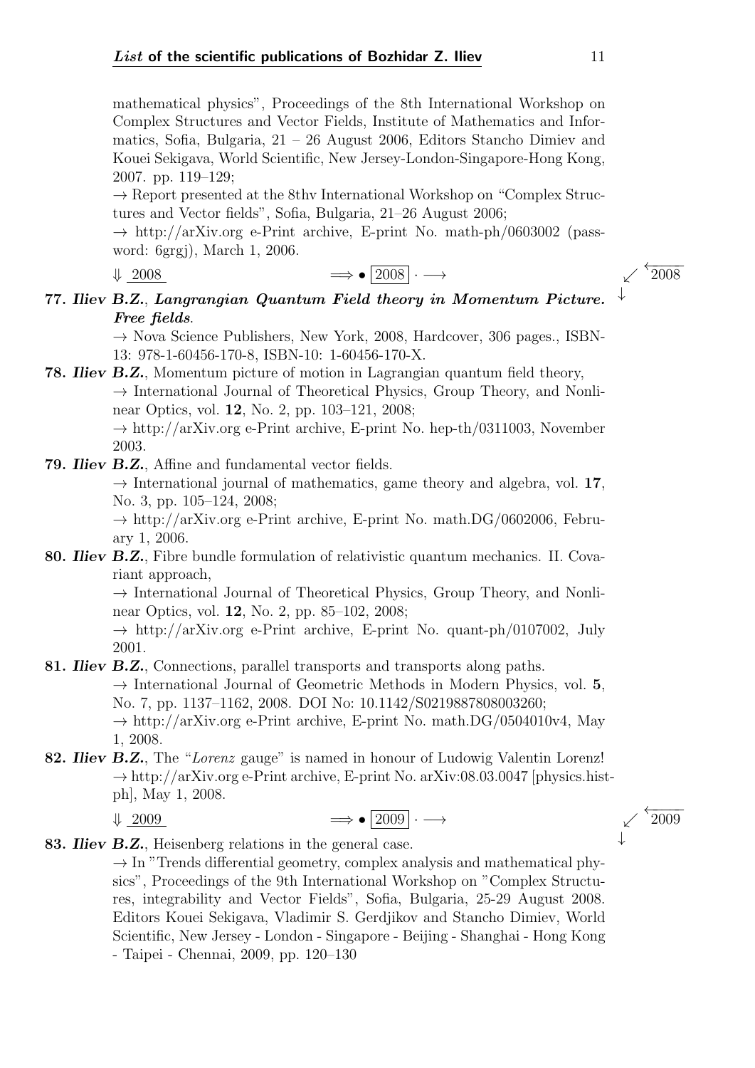mathematical physics", Proceedings of the 8th International Workshop on Complex Structures and Vector Fields, Institute of Mathematics and Informatics, Sofia, Bulgaria, 21 – 26 August 2006, Editors Stancho Dimiev and Kouei Sekigava, World Scientific, New Jersey-London-Singapore-Hong Kong, 2007. pp. 119–129;
→ Report presented at the 8thv International Workshop on "Complex Structures and Vector fields", Sofia, Bulgaria, 21–26 August 2006;
→ http://arXiv.org e-Print archive, E-print No. math-ph/0603002 (password: 6grgj), March 1, 2006.

⇓ 2008 ⟹ • 2008 · ⟶ ↙ ←2008 ↓

**77.** ***Iliev B.Z.***, ***Langrangian Quantum Field theory in Momentum Picture. Free fields***.
→ Nova Science Publishers, New York, 2008, Hardcover, 306 pages., ISBN-13: 978-1-60456-170-8, ISBN-10: 1-60456-170-X.

**78.** ***Iliev B.Z.***, Momentum picture of motion in Lagrangian quantum field theory,
→ International Journal of Theoretical Physics, Group Theory, and Nonlinear Optics, vol. **12**, No. 2, pp. 103–121, 2008;
→ http://arXiv.org e-Print archive, E-print No. hep-th/0311003, November 2003.

**79.** ***Iliev B.Z.***, Affine and fundamental vector fields.
→ International journal of mathematics, game theory and algebra, vol. **17**, No. 3, pp. 105–124, 2008;
→ http://arXiv.org e-Print archive, E-print No. math.DG/0602006, February 1, 2006.

**80.** ***Iliev B.Z.***, Fibre bundle formulation of relativistic quantum mechanics. II. Covariant approach,
→ International Journal of Theoretical Physics, Group Theory, and Nonlinear Optics, vol. **12**, No. 2, pp. 85–102, 2008;
→ http://arXiv.org e-Print archive, E-print No. quant-ph/0107002, July 2001.

**81.** ***Iliev B.Z.***, Connections, parallel transports and transports along paths.
→ International Journal of Geometric Methods in Modern Physics, vol. **5**, No. 7, pp. 1137–1162, 2008. DOI No: 10.1142/S0219887808003260;
→ http://arXiv.org e-Print archive, E-print No. math.DG/0504010v4, May 1, 2008.

**82.** ***Iliev B.Z.***, The "*Lorenz* gauge" is named in honour of Ludowig Valentin Lorenz!
→ http://arXiv.org e-Print archive, E-print No. arXiv:08.03.0047 [physics.hist-ph], May 1, 2008.

⇓ 2009 ⟹ • 2009 · ⟶ ↙ ←2009 ↓

**83.** ***Iliev B.Z.***, Heisenberg relations in the general case.
→ In "Trends differential geometry, complex analysis and mathematical physics", Proceedings of the 9th International Workshop on "Complex Structures, integrability and Vector Fields", Sofia, Bulgaria, 25-29 August 2008. Editors Kouei Sekigava, Vladimir S. Gerdjikov and Stancho Dimiev, World Scientific, New Jersey - London - Singapore - Beijing - Shanghai - Hong Kong - Taipei - Chennai, 2009, pp. 120–130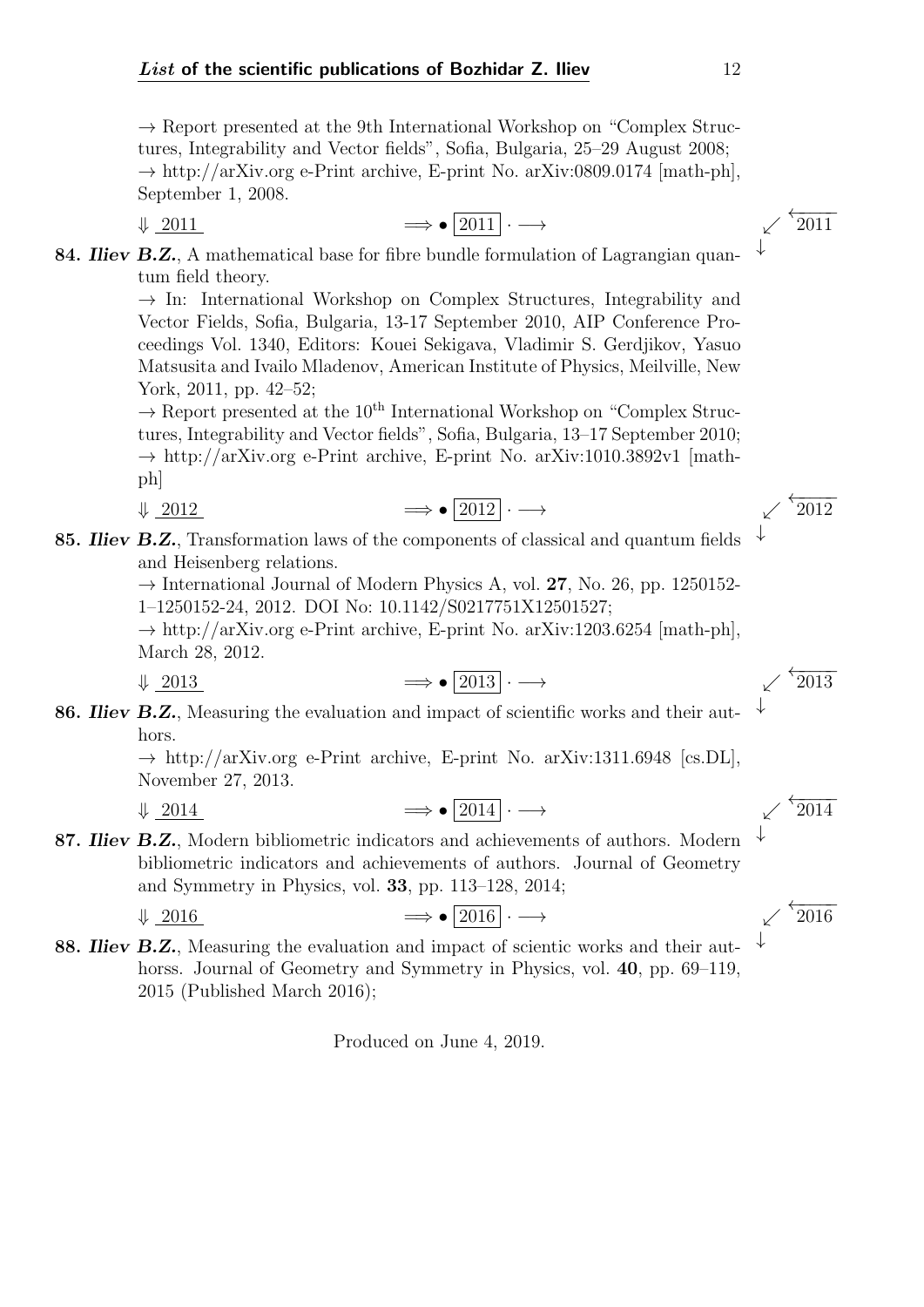→ Report presented at the 9th International Workshop on "Complex Structures, Integrability and Vector fields", Sofia, Bulgaria, 25–29 August 2008;
→ http://arXiv.org e-Print archive, E-print No. arXiv:0809.0174 [math-ph], September 1, 2008.

$\Downarrow$ 2011 $\Longrightarrow \bullet$ 2011 $\cdot \longrightarrow$ $\swarrow$ 2011 $\downarrow$

**84.** ***Iliev*** ***B.Z.***, A mathematical base for fibre bundle formulation of Lagrangian quantum field theory.
→ In: International Workshop on Complex Structures, Integrability and Vector Fields, Sofia, Bulgaria, 13-17 September 2010, AIP Conference Proceedings Vol. 1340, Editors: Kouei Sekigava, Vladimir S. Gerdjikov, Yasuo Matsusita and Ivailo Mladenov, American Institute of Physics, Meilville, New York, 2011, pp. 42–52;
→ Report presented at the 10[th] International Workshop on "Complex Structures, Integrability and Vector fields", Sofia, Bulgaria, 13–17 September 2010;
→ http://arXiv.org e-Print archive, E-print No. arXiv:1010.3892v1 [math-ph]

$\Downarrow$ 2012 $\Longrightarrow \bullet$ 2012 $\cdot \longrightarrow$ $\swarrow$ 2012 $\downarrow$

**85.** ***Iliev*** ***B.Z.***, Transformation laws of the components of classical and quantum fields and Heisenberg relations.
→ International Journal of Modern Physics A, vol. **27**, No. 26, pp. 1250152-1–1250152-24, 2012. DOI No: 10.1142/S0217751X12501527;
→ http://arXiv.org e-Print archive, E-print No. arXiv:1203.6254 [math-ph], March 28, 2012.

$\Downarrow$ 2013 $\Longrightarrow \bullet$ 2013 $\cdot \longrightarrow$ $\swarrow$ 2013 $\downarrow$

**86.** ***Iliev*** ***B.Z.***, Measuring the evaluation and impact of scientific works and their authors.
→ http://arXiv.org e-Print archive, E-print No. arXiv:1311.6948 [cs.DL], November 27, 2013.

$\Downarrow$ 2014 $\Longrightarrow \bullet$ 2014 $\cdot \longrightarrow$ $\swarrow$ 2014 $\downarrow$

**87.** ***Iliev*** ***B.Z.***, Modern bibliometric indicators and achievements of authors. Modern bibliometric indicators and achievements of authors. Journal of Geometry and Symmetry in Physics, vol. **33**, pp. 113–128, 2014;

$\Downarrow$ 2016 $\Longrightarrow \bullet$ 2016 $\cdot \longrightarrow$ $\swarrow$ 2016 $\downarrow$

**88.** ***Iliev*** ***B.Z.***, Measuring the evaluation and impact of scientic works and their authorss. Journal of Geometry and Symmetry in Physics, vol. **40**, pp. 69–119, 2015 (Published March 2016);

Produced on June 4, 2019.